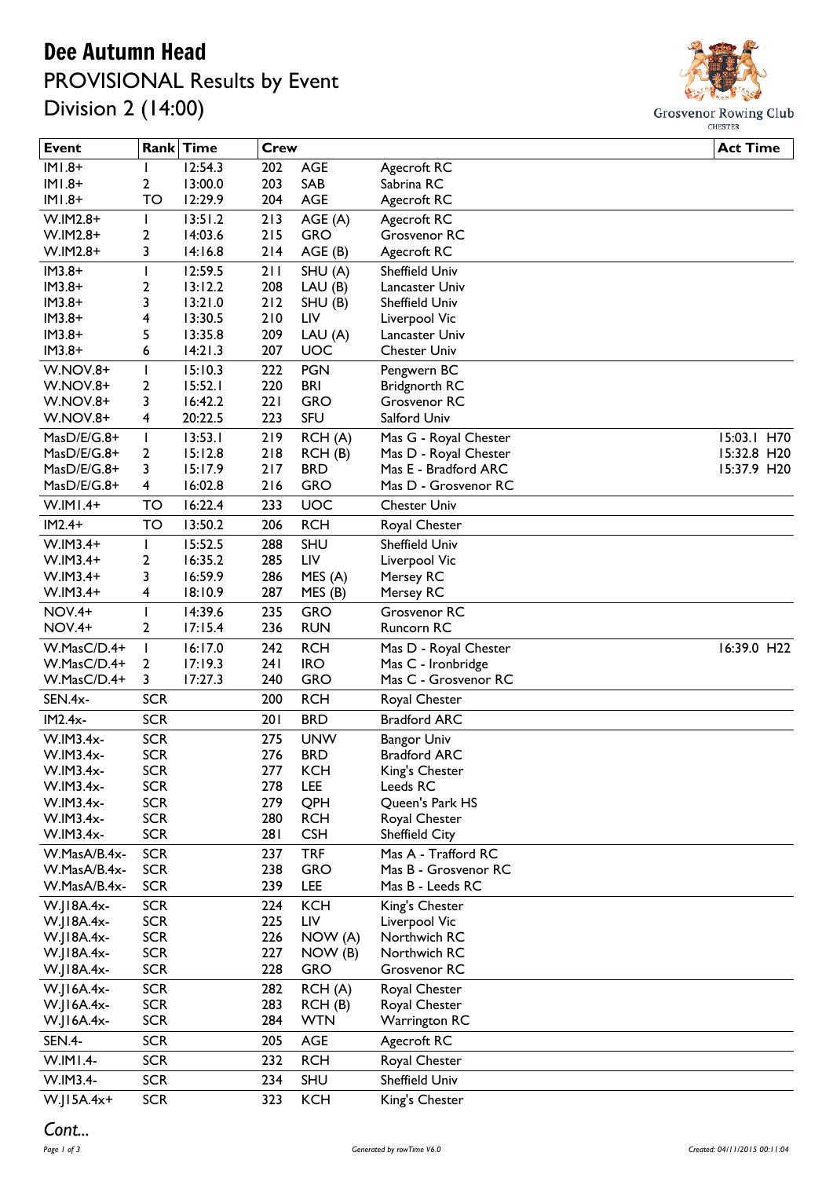# Dee Autumn Head

## PROVISIONAL Results by Event

## Division 2 (14:00)

Grosvenor Rowing Club
CHESTER

| Event | Rank | Time | Crew | | | Act Time |
|---|---|---|---|---|---|---|
| IM1.8+ | 1 | 12:54.3 | 202 | AGE | Agecroft RC | |
| IM1.8+ | 2 | 13:00.0 | 203 | SAB | Sabrina RC | |
| IM1.8+ | TO | 12:29.9 | 204 | AGE | Agecroft RC | |
| W.IM2.8+ | 1 | 13:51.2 | 213 | AGE (A) | Agecroft RC | |
| W.IM2.8+ | 2 | 14:03.6 | 215 | GRO | Grosvenor RC | |
| W.IM2.8+ | 3 | 14:16.8 | 214 | AGE (B) | Agecroft RC | |
| IM3.8+ | 1 | 12:59.5 | 211 | SHU (A) | Sheffield Univ | |
| IM3.8+ | 2 | 13:12.2 | 208 | LAU (B) | Lancaster Univ | |
| IM3.8+ | 3 | 13:21.0 | 212 | SHU (B) | Sheffield Univ | |
| IM3.8+ | 4 | 13:30.5 | 210 | LIV | Liverpool Vic | |
| IM3.8+ | 5 | 13:35.8 | 209 | LAU (A) | Lancaster Univ | |
| IM3.8+ | 6 | 14:21.3 | 207 | UOC | Chester Univ | |
| W.NOV.8+ | 1 | 15:10.3 | 222 | PGN | Pengwern BC | |
| W.NOV.8+ | 2 | 15:52.1 | 220 | BRI | Bridgnorth RC | |
| W.NOV.8+ | 3 | 16:42.2 | 221 | GRO | Grosvenor RC | |
| W.NOV.8+ | 4 | 20:22.5 | 223 | SFU | Salford Univ | |
| MasD/E/G.8+ | 1 | 13:53.1 | 219 | RCH (A) | Mas G - Royal Chester | 15:03.1 H70 |
| MasD/E/G.8+ | 2 | 15:12.8 | 218 | RCH (B) | Mas D - Royal Chester | 15:32.8 H20 |
| MasD/E/G.8+ | 3 | 15:17.9 | 217 | BRD | Mas E - Bradford ARC | 15:37.9 H20 |
| MasD/E/G.8+ | 4 | 16:02.8 | 216 | GRO | Mas D - Grosvenor RC | |
| W.IM1.4+ | TO | 16:22.4 | 233 | UOC | Chester Univ | |
| IM2.4+ | TO | 13:50.2 | 206 | RCH | Royal Chester | |
| W.IM3.4+ | 1 | 15:52.5 | 288 | SHU | Sheffield Univ | |
| W.IM3.4+ | 2 | 16:35.2 | 285 | LIV | Liverpool Vic | |
| W.IM3.4+ | 3 | 16:59.9 | 286 | MES (A) | Mersey RC | |
| W.IM3.4+ | 4 | 18:10.9 | 287 | MES (B) | Mersey RC | |
| NOV.4+ | 1 | 14:39.6 | 235 | GRO | Grosvenor RC | |
| NOV.4+ | 2 | 17:15.4 | 236 | RUN | Runcorn RC | |
| W.MasC/D.4+ | 1 | 16:17.0 | 242 | RCH | Mas D - Royal Chester | 16:39.0 H22 |
| W.MasC/D.4+ | 2 | 17:19.3 | 241 | IRO | Mas C - Ironbridge | |
| W.MasC/D.4+ | 3 | 17:27.3 | 240 | GRO | Mas C - Grosvenor RC | |
| SEN.4x- | SCR | | 200 | RCH | Royal Chester | |
| IM2.4x- | SCR | | 201 | BRD | Bradford ARC | |
| W.IM3.4x- | SCR | | 275 | UNW | Bangor Univ | |
| W.IM3.4x- | SCR | | 276 | BRD | Bradford ARC | |
| W.IM3.4x- | SCR | | 277 | KCH | King's Chester | |
| W.IM3.4x- | SCR | | 278 | LEE | Leeds RC | |
| W.IM3.4x- | SCR | | 279 | QPH | Queen's Park HS | |
| W.IM3.4x- | SCR | | 280 | RCH | Royal Chester | |
| W.IM3.4x- | SCR | | 281 | CSH | Sheffield City | |
| W.MasA/B.4x- | SCR | | 237 | TRF | Mas A - Trafford RC | |
| W.MasA/B.4x- | SCR | | 238 | GRO | Mas B - Grosvenor RC | |
| W.MasA/B.4x- | SCR | | 239 | LEE | Mas B - Leeds RC | |
| W.J18A.4x- | SCR | | 224 | KCH | King's Chester | |
| W.J18A.4x- | SCR | | 225 | LIV | Liverpool Vic | |
| W.J18A.4x- | SCR | | 226 | NOW (A) | Northwich RC | |
| W.J18A.4x- | SCR | | 227 | NOW (B) | Northwich RC | |
| W.J18A.4x- | SCR | | 228 | GRO | Grosvenor RC | |
| W.J16A.4x- | SCR | | 282 | RCH (A) | Royal Chester | |
| W.J16A.4x- | SCR | | 283 | RCH (B) | Royal Chester | |
| W.J16A.4x- | SCR | | 284 | WTN | Warrington RC | |
| SEN.4- | SCR | | 205 | AGE | Agecroft RC | |
| W.IM1.4- | SCR | | 232 | RCH | Royal Chester | |
| W.IM3.4- | SCR | | 234 | SHU | Sheffield Univ | |
| W.J15A.4x+ | SCR | | 323 | KCH | King's Chester | |

*Cont...*

*Generated by rowTime V6.0* *Created: 04/11/2015 00:11:04*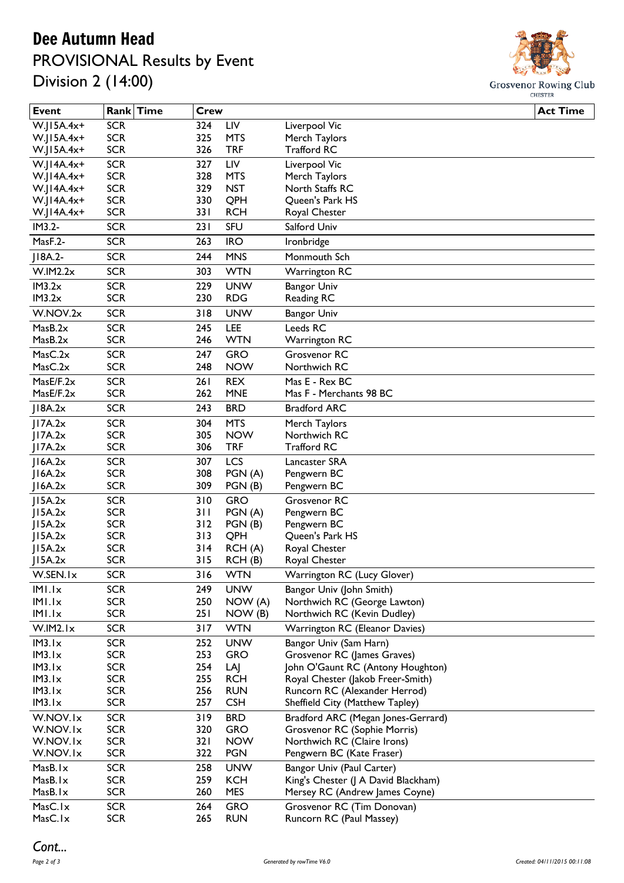# Dee Autumn Head

## PROVISIONAL Results by Event

## Division 2 (14:00)

Grosvenor Rowing Club
CHESTER

| Event | Rank | Time | Crew | | | Act Time |
|---|---|---|---|---|---|---|
| W.J15A.4x+ | SCR | | 324 | LIV | Liverpool Vic | |
| W.J15A.4x+ | SCR | | 325 | MTS | Merch Taylors | |
| W.J15A.4x+ | SCR | | 326 | TRF | Trafford RC | |
| W.J14A.4x+ | SCR | | 327 | LIV | Liverpool Vic | |
| W.J14A.4x+ | SCR | | 328 | MTS | Merch Taylors | |
| W.J14A.4x+ | SCR | | 329 | NST | North Staffs RC | |
| W.J14A.4x+ | SCR | | 330 | QPH | Queen's Park HS | |
| W.J14A.4x+ | SCR | | 331 | RCH | Royal Chester | |
| IM3.2- | SCR | | 231 | SFU | Salford Univ | |
| MasF.2- | SCR | | 263 | IRO | Ironbridge | |
| J18A.2- | SCR | | 244 | MNS | Monmouth Sch | |
| W.IM2.2x | SCR | | 303 | WTN | Warrington RC | |
| IM3.2x | SCR | | 229 | UNW | Bangor Univ | |
| IM3.2x | SCR | | 230 | RDG | Reading RC | |
| W.NOV.2x | SCR | | 318 | UNW | Bangor Univ | |
| MasB.2x | SCR | | 245 | LEE | Leeds RC | |
| MasB.2x | SCR | | 246 | WTN | Warrington RC | |
| MasC.2x | SCR | | 247 | GRO | Grosvenor RC | |
| MasC.2x | SCR | | 248 | NOW | Northwich RC | |
| MasE/F.2x | SCR | | 261 | REX | Mas E - Rex BC | |
| MasE/F.2x | SCR | | 262 | MNE | Mas F - Merchants 98 BC | |
| J18A.2x | SCR | | 243 | BRD | Bradford ARC | |
| J17A.2x | SCR | | 304 | MTS | Merch Taylors | |
| J17A.2x | SCR | | 305 | NOW | Northwich RC | |
| J17A.2x | SCR | | 306 | TRF | Trafford RC | |
| J16A.2x | SCR | | 307 | LCS | Lancaster SRA | |
| J16A.2x | SCR | | 308 | PGN (A) | Pengwern BC | |
| J16A.2x | SCR | | 309 | PGN (B) | Pengwern BC | |
| J15A.2x | SCR | | 310 | GRO | Grosvenor RC | |
| J15A.2x | SCR | | 311 | PGN (A) | Pengwern BC | |
| J15A.2x | SCR | | 312 | PGN (B) | Pengwern BC | |
| J15A.2x | SCR | | 313 | QPH | Queen's Park HS | |
| J15A.2x | SCR | | 314 | RCH (A) | Royal Chester | |
| J15A.2x | SCR | | 315 | RCH (B) | Royal Chester | |
| W.SEN.1x | SCR | | 316 | WTN | Warrington RC (Lucy Glover) | |
| IM1.1x | SCR | | 249 | UNW | Bangor Univ (John Smith) | |
| IM1.1x | SCR | | 250 | NOW (A) | Northwich RC (George Lawton) | |
| IM1.1x | SCR | | 251 | NOW (B) | Northwich RC (Kevin Dudley) | |
| W.IM2.1x | SCR | | 317 | WTN | Warrington RC (Eleanor Davies) | |
| IM3.1x | SCR | | 252 | UNW | Bangor Univ (Sam Harn) | |
| IM3.1x | SCR | | 253 | GRO | Grosvenor RC (James Graves) | |
| IM3.1x | SCR | | 254 | LAJ | John O'Gaunt RC (Antony Houghton) | |
| IM3.1x | SCR | | 255 | RCH | Royal Chester (Jakob Freer-Smith) | |
| IM3.1x | SCR | | 256 | RUN | Runcorn RC (Alexander Herrod) | |
| IM3.1x | SCR | | 257 | CSH | Sheffield City (Matthew Tapley) | |
| W.NOV.1x | SCR | | 319 | BRD | Bradford ARC (Megan Jones-Gerrard) | |
| W.NOV.1x | SCR | | 320 | GRO | Grosvenor RC (Sophie Morris) | |
| W.NOV.1x | SCR | | 321 | NOW | Northwich RC (Claire Irons) | |
| W.NOV.1x | SCR | | 322 | PGN | Pengwern BC (Kate Fraser) | |
| MasB.1x | SCR | | 258 | UNW | Bangor Univ (Paul Carter) | |
| MasB.1x | SCR | | 259 | KCH | King's Chester (J A David Blackham) | |
| MasB.1x | SCR | | 260 | MES | Mersey RC (Andrew James Coyne) | |
| MasC.1x | SCR | | 264 | GRO | Grosvenor RC (Tim Donovan) | |
| MasC.1x | SCR | | 265 | RUN | Runcorn RC (Paul Massey) | |

*Cont...*

*Generated by rowTime V6.0*

*Created: 04/11/2015 00:11:08*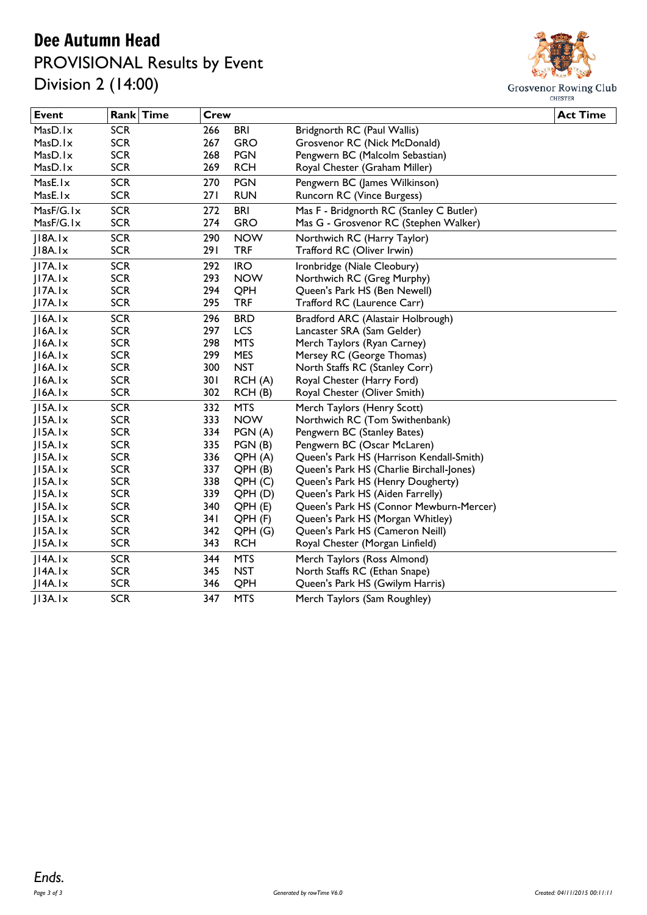# Dee Autumn Head

## PROVISIONAL Results by Event

## Division 2 (14:00)

Grosvenor Rowing Club
CHESTER

| Event | Rank | Time | Crew | | | Act Time |
|---|---|---|---|---|---|---|
| MasD.1x | SCR | | 266 | BRI | Bridgnorth RC (Paul Wallis) | |
| MasD.1x | SCR | | 267 | GRO | Grosvenor RC (Nick McDonald) | |
| MasD.1x | SCR | | 268 | PGN | Pengwern BC (Malcolm Sebastian) | |
| MasD.1x | SCR | | 269 | RCH | Royal Chester (Graham Miller) | |
| MasE.1x | SCR | | 270 | PGN | Pengwern BC (James Wilkinson) | |
| MasE.1x | SCR | | 271 | RUN | Runcorn RC (Vince Burgess) | |
| MasF/G.1x | SCR | | 272 | BRI | Mas F - Bridgnorth RC (Stanley C Butler) | |
| MasF/G.1x | SCR | | 274 | GRO | Mas G - Grosvenor RC (Stephen Walker) | |
| J18A.1x | SCR | | 290 | NOW | Northwich RC (Harry Taylor) | |
| J18A.1x | SCR | | 291 | TRF | Trafford RC (Oliver Irwin) | |
| J17A.1x | SCR | | 292 | IRO | Ironbridge (Niale Cleobury) | |
| J17A.1x | SCR | | 293 | NOW | Northwich RC (Greg Murphy) | |
| J17A.1x | SCR | | 294 | QPH | Queen's Park HS (Ben Newell) | |
| J17A.1x | SCR | | 295 | TRF | Trafford RC (Laurence Carr) | |
| J16A.1x | SCR | | 296 | BRD | Bradford ARC (Alastair Holbrough) | |
| J16A.1x | SCR | | 297 | LCS | Lancaster SRA (Sam Gelder) | |
| J16A.1x | SCR | | 298 | MTS | Merch Taylors (Ryan Carney) | |
| J16A.1x | SCR | | 299 | MES | Mersey RC (George Thomas) | |
| J16A.1x | SCR | | 300 | NST | North Staffs RC (Stanley Corr) | |
| J16A.1x | SCR | | 301 | RCH (A) | Royal Chester (Harry Ford) | |
| J16A.1x | SCR | | 302 | RCH (B) | Royal Chester (Oliver Smith) | |
| J15A.1x | SCR | | 332 | MTS | Merch Taylors (Henry Scott) | |
| J15A.1x | SCR | | 333 | NOW | Northwich RC (Tom Swithenbank) | |
| J15A.1x | SCR | | 334 | PGN (A) | Pengwern BC (Stanley Bates) | |
| J15A.1x | SCR | | 335 | PGN (B) | Pengwern BC (Oscar McLaren) | |
| J15A.1x | SCR | | 336 | QPH (A) | Queen's Park HS (Harrison Kendall-Smith) | |
| J15A.1x | SCR | | 337 | QPH (B) | Queen's Park HS (Charlie Birchall-Jones) | |
| J15A.1x | SCR | | 338 | QPH (C) | Queen's Park HS (Henry Dougherty) | |
| J15A.1x | SCR | | 339 | QPH (D) | Queen's Park HS (Aiden Farrelly) | |
| J15A.1x | SCR | | 340 | QPH (E) | Queen's Park HS (Connor Mewburn-Mercer) | |
| J15A.1x | SCR | | 341 | QPH (F) | Queen's Park HS (Morgan Whitley) | |
| J15A.1x | SCR | | 342 | QPH (G) | Queen's Park HS (Cameron Neill) | |
| J15A.1x | SCR | | 343 | RCH | Royal Chester (Morgan Linfield) | |
| J14A.1x | SCR | | 344 | MTS | Merch Taylors (Ross Almond) | |
| J14A.1x | SCR | | 345 | NST | North Staffs RC (Ethan Snape) | |
| J14A.1x | SCR | | 346 | QPH | Queen's Park HS (Gwilym Harris) | |
| J13A.1x | SCR | | 347 | MTS | Merch Taylors (Sam Roughley) | |

*Ends.*

*Generated by rowTime V6.0*

*Created: 04/11/2015 00:11:11*